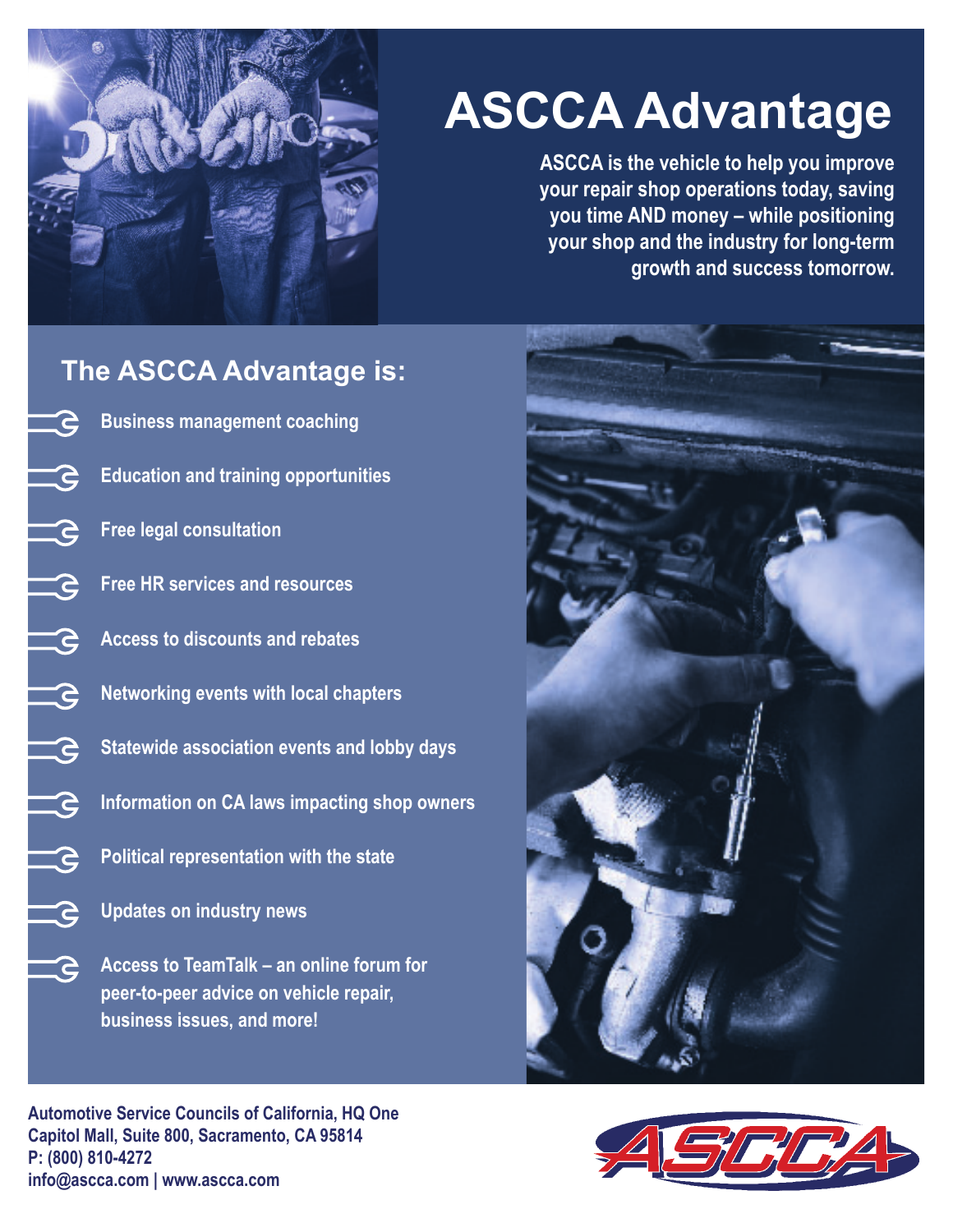# ASCCA Advantage

**ASCCA is the vehicle to help you improve your repair shop operations today, saving you time AND money – while positioning your shop and the industry for long-term growth and success tomorrow.**

## The ASCCA Advantage is:

- Business management coaching
- Education and training opportunities
- Free legal consultation
- Free HR services and resources
- Access to discounts and rebates
- Networking events with local chapters
- Statewide association events and lobby days
- Information on CA laws impacting shop owners
- Political representation with the state
- Updates on industry news
- Access to TeamTalk – an online forum for peer-to-peer advice on vehicle repair, business issues, and more!

**Automotive Service Councils of California, HQ One Capitol Mall, Suite 800, Sacramento, CA 95814**
**P: (800) 810-4272**
**info@ascca.com | www.ascca.com**

ASCCA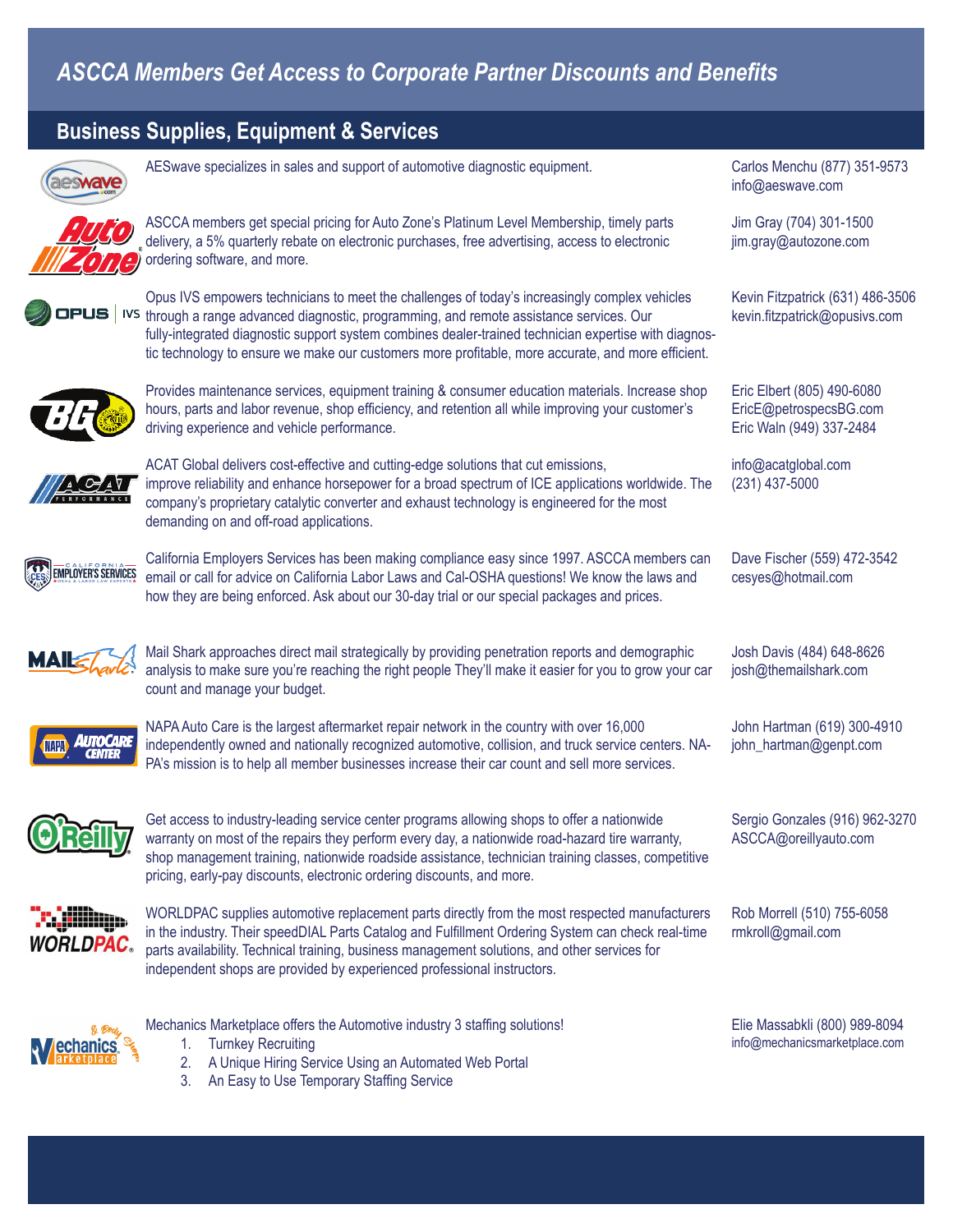## *ASCCA Members Get Access to Corporate Partner Discounts and Benefits*

### Business Supplies, Equipment & Services

AESwave specializes in sales and support of automotive diagnostic equipment.

Carlos Menchu (877) 351-9573
info@aeswave.com

ASCCA members get special pricing for Auto Zone's Platinum Level Membership, timely parts delivery, a 5% quarterly rebate on electronic purchases, free advertising, access to electronic ordering software, and more.

Jim Gray (704) 301-1500
jim.gray@autozone.com

Opus IVS empowers technicians to meet the challenges of today's increasingly complex vehicles through a range advanced diagnostic, programming, and remote assistance services. Our fully-integrated diagnostic support system combines dealer-trained technician expertise with diagnostic technology to ensure we make our customers more profitable, more accurate, and more efficient.

Kevin Fitzpatrick (631) 486-3506
kevin.fitzpatrick@opusivs.com

Provides maintenance services, equipment training & consumer education materials. Increase shop hours, parts and labor revenue, shop efficiency, and retention all while improving your customer's driving experience and vehicle performance.

Eric Elbert (805) 490-6080
EricE@petrospecsBG.com
Eric Waln (949) 337-2484

ACAT Global delivers cost-effective and cutting-edge solutions that cut emissions, improve reliability and enhance horsepower for a broad spectrum of ICE applications worldwide. The company's proprietary catalytic converter and exhaust technology is engineered for the most demanding on and off-road applications.

info@acatglobal.com
(231) 437-5000

California Employers Services has been making compliance easy since 1997. ASCCA members can email or call for advice on California Labor Laws and Cal-OSHA questions! We know the laws and how they are being enforced. Ask about our 30-day trial or our special packages and prices.

Dave Fischer (559) 472-3542
cesyes@hotmail.com

Mail Shark approaches direct mail strategically by providing penetration reports and demographic analysis to make sure you're reaching the right people They'll make it easier for you to grow your car count and manage your budget.

Josh Davis (484) 648-8626
josh@themailshark.com

NAPA Auto Care is the largest aftermarket repair network in the country with over 16,000 independently owned and nationally recognized automotive, collision, and truck service centers. NAPA's mission is to help all member businesses increase their car count and sell more services.

John Hartman (619) 300-4910
john_hartman@genpt.com

Get access to industry-leading service center programs allowing shops to offer a nationwide warranty on most of the repairs they perform every day, a nationwide road-hazard tire warranty, shop management training, nationwide roadside assistance, technician training classes, competitive pricing, early-pay discounts, electronic ordering discounts, and more.

Sergio Gonzales (916) 962-3270
ASCCA@oreillyauto.com

WORLDPAC supplies automotive replacement parts directly from the most respected manufacturers in the industry. Their speedDIAL Parts Catalog and Fulfillment Ordering System can check real-time parts availability. Technical training, business management solutions, and other services for independent shops are provided by experienced professional instructors.

Rob Morrell (510) 755-6058
rmkroll@gmail.com

Mechanics Marketplace offers the Automotive industry 3 staffing solutions!

1. Turnkey Recruiting
2. A Unique Hiring Service Using an Automated Web Portal
3. An Easy to Use Temporary Staffing Service

Elie Massabkli (800) 989-8094
info@mechanicsmarketplace.com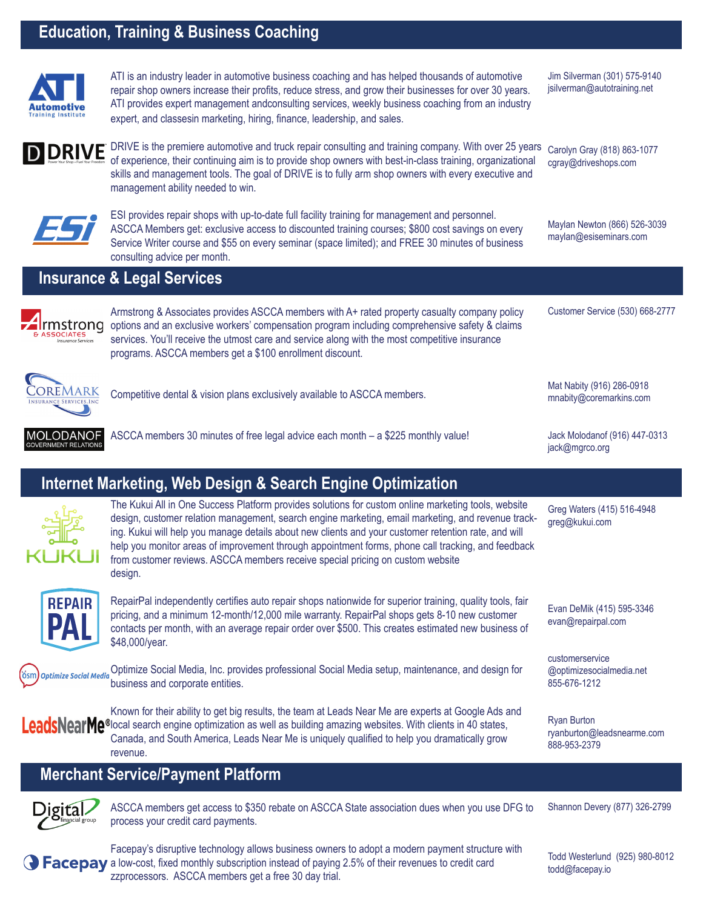## Education, Training & Business Coaching

| Company | Description | Contact |
|---|---|---|
| ATI Automotive Training Institute | ATI is an industry leader in automotive business coaching and has helped thousands of automotive repair shop owners increase their profits, reduce stress, and grow their businesses for over 30 years. ATI provides expert management andconsulting services, weekly business coaching from an industry expert, and classesin marketing, hiring, finance, leadership, and sales. | Jim Silverman (301) 575-9140 jsilverman@autotraining.net |
| DRIVE | DRIVE is the premiere automotive and truck repair consulting and training company. With over 25 years of experience, their continuing aim is to provide shop owners with best-in-class training, organizational skills and management tools. The goal of DRIVE is to fully arm shop owners with every executive and management ability needed to win. | Carolyn Gray (818) 863-1077 cgray@driveshops.com |
| ESi | ESI provides repair shops with up-to-date full facility training for management and personnel. ASCCA Members get: exclusive access to discounted training courses; $800 cost savings on every Service Writer course and $55 on every seminar (space limited); and FREE 30 minutes of business consulting advice per month. | Maylan Newton (866) 526-3039 maylan@esiseminars.com |

## Insurance & Legal Services

| Company | Description | Contact |
|---|---|---|
| Armstrong & Associates Insurance Services | Armstrong & Associates provides ASCCA members with A+ rated property casualty company policy options and an exclusive workers' compensation program including comprehensive safety & claims services. You'll receive the utmost care and service along with the most competitive insurance programs. ASCCA members get a $100 enrollment discount. | Customer Service (530) 668-2777 |
| CoreMark Insurance Services, Inc | Competitive dental & vision plans exclusively available to ASCCA members. | Mat Nabity (916) 286-0918 mnabity@coremarkins.com |
| Molodanof Government Relations | ASCCA members 30 minutes of free legal advice each month – a $225 monthly value! | Jack Molodanof (916) 447-0313 jack@mgrco.org |

## Internet Marketing, Web Design & Search Engine Optimization

| Company | Description | Contact |
|---|---|---|
| KUKUI | The Kukui All in One Success Platform provides solutions for custom online marketing tools, website design, customer relation management, search engine marketing, email marketing, and revenue tracking. Kukui will help you manage details about new clients and your customer retention rate, and will help you monitor areas of improvement through appointment forms, phone call tracking, and feedback from customer reviews. ASCCA members receive special pricing on custom website design. | Greg Waters (415) 516-4948 greg@kukui.com |
| RepairPal | RepairPal independently certifies auto repair shops nationwide for superior training, quality tools, fair pricing, and a minimum 12-month/12,000 mile warranty. RepairPal shops gets 8-10 new customer contacts per month, with an average repair order over $500. This creates estimated new business of $48,000/year. | Evan DeMik (415) 595-3346 evan@repairpal.com |
| Optimize Social Media | Optimize Social Media, Inc. provides professional Social Media setup, maintenance, and design for business and corporate entities. | customerservice @optimizesocialmedia.net 855-676-1212 |
| LeadsNearMe® | Known for their ability to get big results, the team at Leads Near Me are experts at Google Ads and local search engine optimization as well as building amazing websites. With clients in 40 states, Canada, and South America, Leads Near Me is uniquely qualified to help you dramatically grow revenue. | Ryan Burton ryanburton@leadsnearme.com 888-953-2379 |

## Merchant Service/Payment Platform

| Company | Description | Contact |
|---|---|---|
| Digital Financial Group | ASCCA members get access to $350 rebate on ASCCA State association dues when you use DFG to process your credit card payments. | Shannon Devery (877) 326-2799 |
| Facepay | Facepay's disruptive technology allows business owners to adopt a modern payment structure with a low-cost, fixed monthly subscription instead of paying 2.5% of their revenues to credit card zzprocessors. ASCCA members get a free 30 day trial. | Todd Westerlund (925) 980-8012 todd@facepay.io |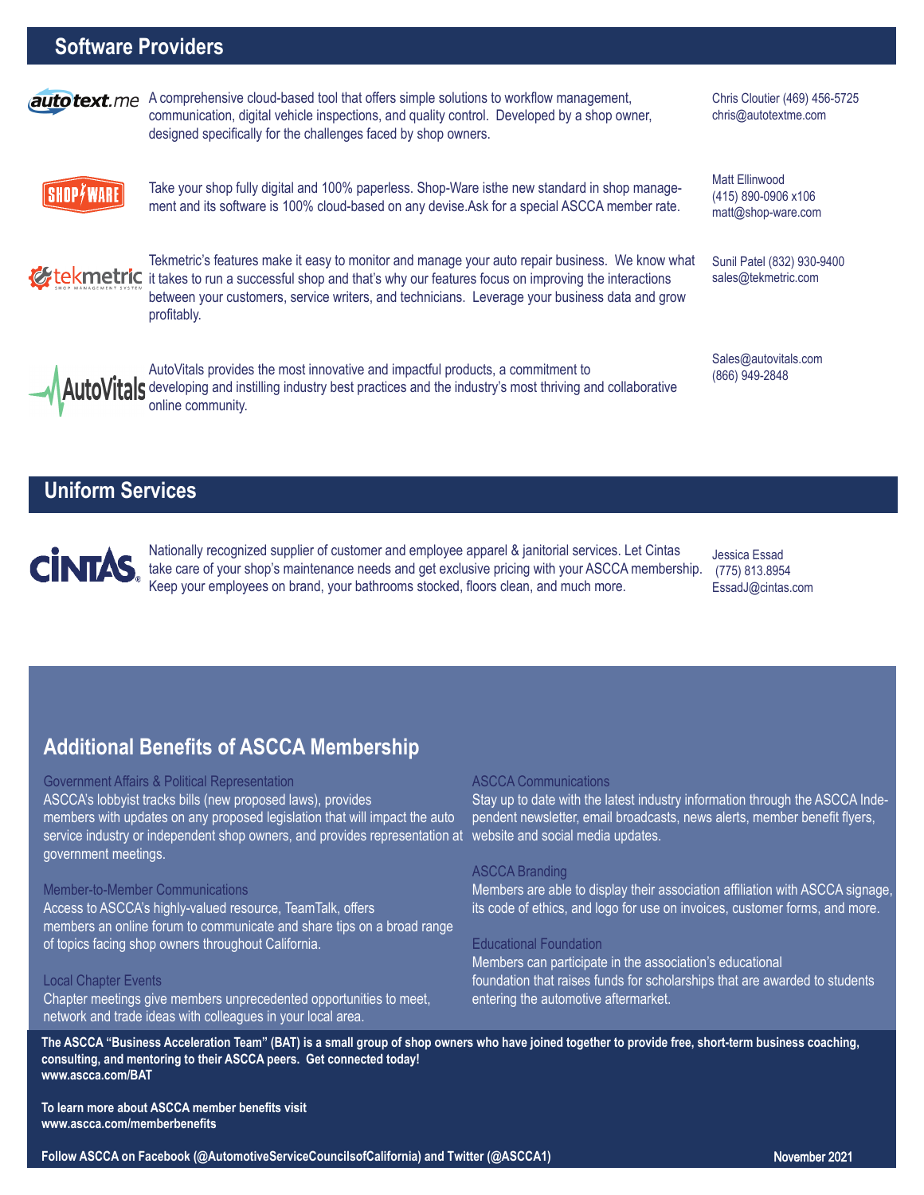## Software Providers

**autotext.me**

A comprehensive cloud-based tool that offers simple solutions to workflow management, communication, digital vehicle inspections, and quality control. Developed by a shop owner, designed specifically for the challenges faced by shop owners.

Chris Cloutier (469) 456-5725
chris@autotextme.com

**SHOP-WARE**

Take your shop fully digital and 100% paperless. Shop-Ware isthe new standard in shop management and its software is 100% cloud-based on any devise.Ask for a special ASCCA member rate.

Matt Ellinwood
(415) 890-0906 x106
matt@shop-ware.com

**tekmetric**

Tekmetric's features make it easy to monitor and manage your auto repair business. We know what it takes to run a successful shop and that's why our features focus on improving the interactions between your customers, service writers, and technicians. Leverage your business data and grow profitably.

Sunil Patel (832) 930-9400
sales@tekmetric.com

**AutoVitals**

AutoVitals provides the most innovative and impactful products, a commitment to developing and instilling industry best practices and the industry's most thriving and collaborative online community.

Sales@autovitals.com
(866) 949-2848

## Uniform Services

**CINTAS**

Nationally recognized supplier of customer and employee apparel & janitorial services. Let Cintas take care of your shop's maintenance needs and get exclusive pricing with your ASCCA membership. Keep your employees on brand, your bathrooms stocked, floors clean, and much more.

Jessica Essad
(775) 813.8954
EssadJ@cintas.com

## Additional Benefits of ASCCA Membership

### Government Affairs & Political Representation

ASCCA's lobbyist tracks bills (new proposed laws), provides members with updates on any proposed legislation that will impact the auto service industry or independent shop owners, and provides representation at government meetings.

### Member-to-Member Communications

Access to ASCCA's highly-valued resource, TeamTalk, offers members an online forum to communicate and share tips on a broad range of topics facing shop owners throughout California.

### Local Chapter Events

Chapter meetings give members unprecedented opportunities to meet, network and trade ideas with colleagues in your local area.

### ASCCA Communications

Stay up to date with the latest industry information through the ASCCA Independent newsletter, email broadcasts, news alerts, member benefit flyers, website and social media updates.

### ASCCA Branding

Members are able to display their association affiliation with ASCCA signage, its code of ethics, and logo for use on invoices, customer forms, and more.

### Educational Foundation

Members can participate in the association's educational foundation that raises funds for scholarships that are awarded to students entering the automotive aftermarket.

**The ASCCA "Business Acceleration Team" (BAT) is a small group of shop owners who have joined together to provide free, short-term business coaching, consulting, and mentoring to their ASCCA peers. Get connected today!**
**www.ascca.com/BAT**

**To learn more about ASCCA member benefits visit**
**www.ascca.com/memberbenefits**

**Follow ASCCA on Facebook (@AutomotiveServiceCouncilsofCalifornia) and Twitter (@ASCCA1)**

November 2021